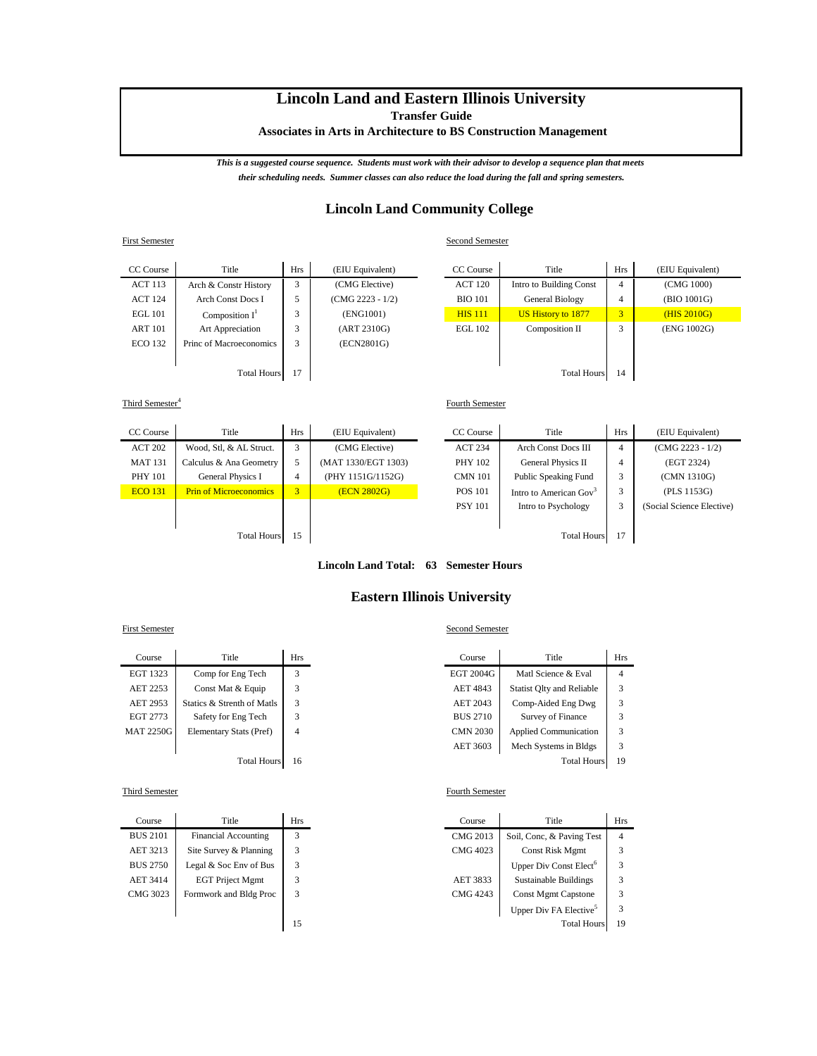# Lincoln Land and Eastern Illinois University

**Transfer Guide**

**Associates in Arts in Architecture to BS Construction Management**

***This is a suggested course sequence. Students must work with their advisor to develop a sequence plan that meets their scheduling needs. Summer classes can also reduce the load during the fall and spring semesters.***

## Lincoln Land Community College

First Semester

| CC Course | Title | Hrs | (EIU Equivalent) |
|---|---|---|---|
| ACT 113 | Arch & Constr History | 3 | (CMG Elective) |
| ACT 124 | Arch Const Docs I | 5 | (CMG 2223 - 1/2) |
| EGL 101 | Composition I[1] | 3 | (ENG1001) |
| ART 101 | Art Appreciation | 3 | (ART 2310G) |
| ECO 132 | Princ of Macroeconomics | 3 | (ECN2801G) |
| | Total Hours | 17 | |

Second Semester

| CC Course | Title | Hrs | (EIU Equivalent) |
|---|---|---|---|
| ACT 120 | Intro to Building Const | 4 | (CMG 1000) |
| BIO 101 | General Biology | 4 | (BIO 1001G) |
| HIS 111 | US History to 1877 | 3 | (HIS 2010G) |
| EGL 102 | Composition II | 3 | (ENG 1002G) |
| | Total Hours | 14 | |

Third Semester[4]

| CC Course | Title | Hrs | (EIU Equivalent) |
|---|---|---|---|
| ACT 202 | Wood, Stl, & AL Struct. | 3 | (CMG Elective) |
| MAT 131 | Calculus & Ana Geometry | 5 | (MAT 1330/EGT 1303) |
| PHY 101 | General Physics I | 4 | (PHY 1151G/1152G) |
| ECO 131 | Prin of Microeconomics | 3 | (ECN 2802G) |
| | Total Hours | 15 | |

Fourth Semester

| CC Course | Title | Hrs | (EIU Equivalent) |
|---|---|---|---|
| ACT 234 | Arch Const Docs III | 4 | (CMG 2223 - 1/2) |
| PHY 102 | General Physics II | 4 | (EGT 2324) |
| CMN 101 | Public Speaking Fund | 3 | (CMN 1310G) |
| POS 101 | Intro to American Gov[3] | 3 | (PLS 1153G) |
| PSY 101 | Intro to Psychology | 3 | (Social Science Elective) |
| | Total Hours | 17 | |

**Lincoln Land Total: 63 Semester Hours**

## Eastern Illinois University

First Semester

| Course | Title | Hrs |
|---|---|---|
| EGT 1323 | Comp for Eng Tech | 3 |
| AET 2253 | Const Mat & Equip | 3 |
| AET 2953 | Statics & Strenth of Matls | 3 |
| EGT 2773 | Safety for Eng Tech | 3 |
| MAT 2250G | Elementary Stats (Pref) | 4 |
| | Total Hours | 16 |

Second Semester

| Course | Title | Hrs |
|---|---|---|
| EGT 2004G | Matl Science & Eval | 4 |
| AET 4843 | Statist Qlty and Reliable | 3 |
| AET 2043 | Comp-Aided Eng Dwg | 3 |
| BUS 2710 | Survey of Finance | 3 |
| CMN 2030 | Applied Communication | 3 |
| AET 3603 | Mech Systems in Bldgs | 3 |
| | Total Hours | 19 |

Third Semester

| Course | Title | Hrs |
|---|---|---|
| BUS 2101 | Financial Accounting | 3 |
| AET 3213 | Site Survey & Planning | 3 |
| BUS 2750 | Legal & Soc Env of Bus | 3 |
| AET 3414 | EGT Priject Mgmt | 3 |
| CMG 3023 | Formwork and Bldg Proc | 3 |
| | | 15 |

Fourth Semester

| Course | Title | Hrs |
|---|---|---|
| CMG 2013 | Soil, Conc, & Paving Test | 4 |
| CMG 4023 | Const Risk Mgmt | 3 |
| | Upper Div Const Elect[6] | 3 |
| AET 3833 | Sustainable Buildings | 3 |
| CMG 4243 | Const Mgmt Capstone | 3 |
| | Upper Div FA Elective[5] | 3 |
| | Total Hours | 19 |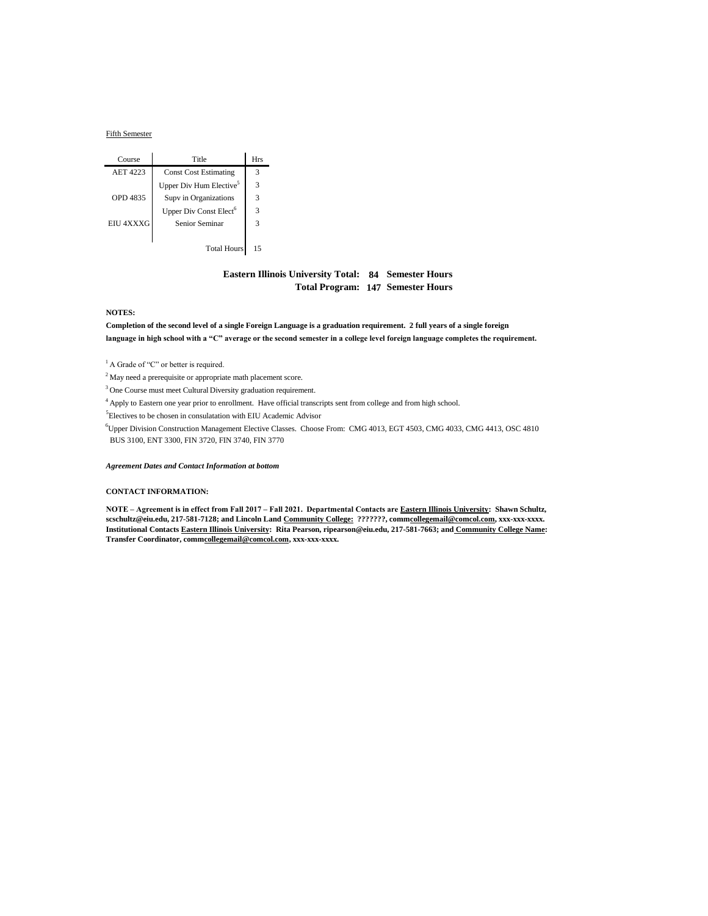Fifth Semester

| Course | Title | Hrs |
|---|---|---|
| AET 4223 | Const Cost Estimating | 3 |
| | Upper Div Hum Elective[5] | 3 |
| OPD 4835 | Supv in Organizations | 3 |
| | Upper Div Const Elect[6] | 3 |
| EIU 4XXXG | Senior Seminar | 3 |
| | Total Hours | 15 |

**Eastern Illinois University Total: 84 Semester Hours**

**Total Program: 147 Semester Hours**

**NOTES:**

**Completion of the second level of a single Foreign Language is a graduation requirement. 2 full years of a single foreign language in high school with a "C" average or the second semester in a college level foreign language completes the requirement.**

[1] A Grade of "C" or better is required.

[2] May need a prerequisite or appropriate math placement score.

[3] One Course must meet Cultural Diversity graduation requirement.

[4] Apply to Eastern one year prior to enrollment. Have official transcripts sent from college and from high school.

[5] Electives to be chosen in consulatation with EIU Academic Advisor

[6] Upper Division Construction Management Elective Classes. Choose From: CMG 4013, EGT 4503, CMG 4033, CMG 4413, OSC 4810 BUS 3100, ENT 3300, FIN 3720, FIN 3740, FIN 3770

***Agreement Dates and Contact Information at bottom***

**CONTACT INFORMATION:**

**NOTE – Agreement is in effect from Fall 2017 – Fall 2021. Departmental Contacts are Eastern Illinois University: Shawn Schultz, scschultz@eiu.edu, 217-581-7128; and Lincoln Land Community College: ???????, commcollegemail@comcol.com, xxx-xxx-xxxx. Institutional Contacts Eastern Illinois University: Rita Pearson, ripearson@eiu.edu, 217-581-7663; and Community College Name: Transfer Coordinator, commcollegemail@comcol.com, xxx-xxx-xxxx.**